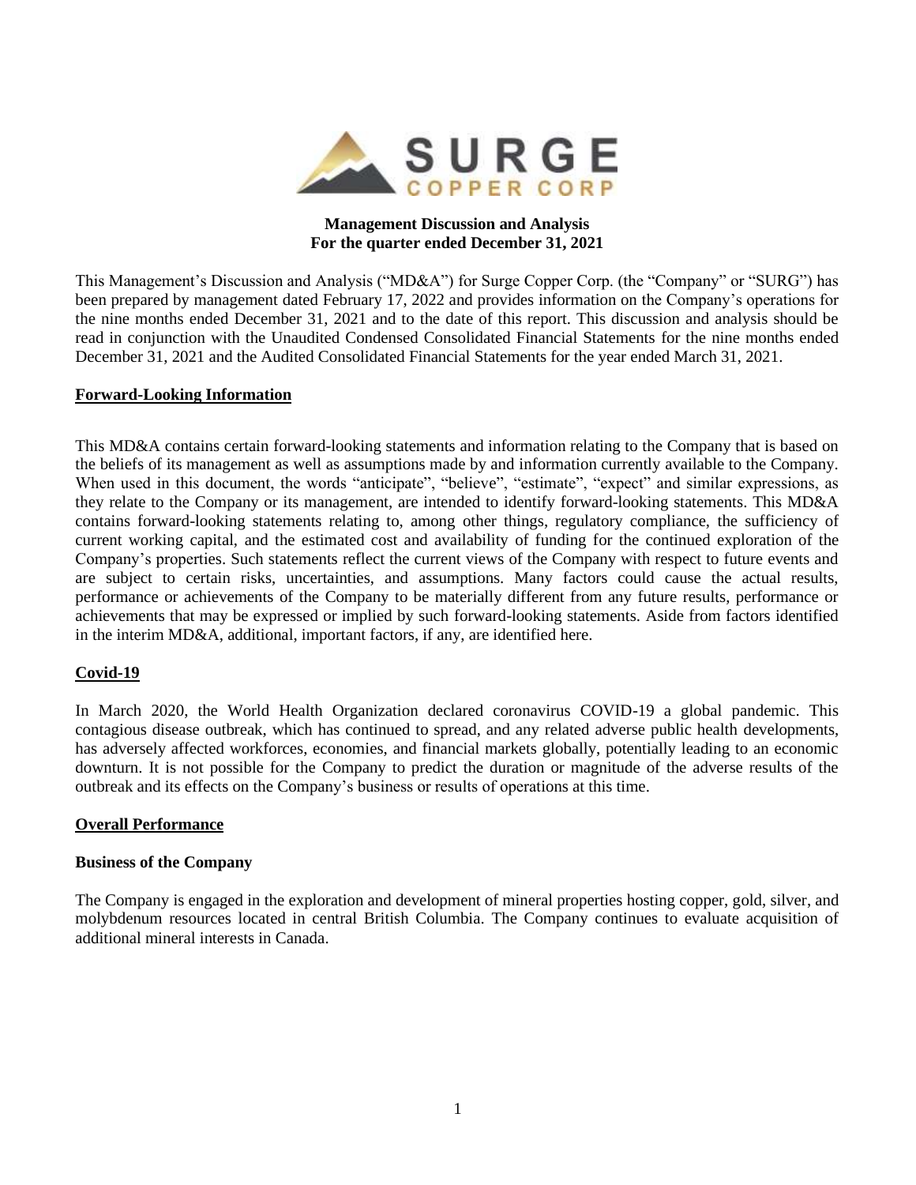**Management Discussion and Analysis**
**For the quarter ended December 31, 2021**

This Management's Discussion and Analysis ("MD&A") for Surge Copper Corp. (the "Company" or "SURG") has been prepared by management dated February 17, 2022 and provides information on the Company's operations for the nine months ended December 31, 2021 and to the date of this report. This discussion and analysis should be read in conjunction with the Unaudited Condensed Consolidated Financial Statements for the nine months ended December 31, 2021 and the Audited Consolidated Financial Statements for the year ended March 31, 2021.

## Forward-Looking Information

This MD&A contains certain forward-looking statements and information relating to the Company that is based on the beliefs of its management as well as assumptions made by and information currently available to the Company. When used in this document, the words "anticipate", "believe", "estimate", "expect" and similar expressions, as they relate to the Company or its management, are intended to identify forward-looking statements. This MD&A contains forward-looking statements relating to, among other things, regulatory compliance, the sufficiency of current working capital, and the estimated cost and availability of funding for the continued exploration of the Company's properties. Such statements reflect the current views of the Company with respect to future events and are subject to certain risks, uncertainties, and assumptions. Many factors could cause the actual results, performance or achievements of the Company to be materially different from any future results, performance or achievements that may be expressed or implied by such forward-looking statements. Aside from factors identified in the interim MD&A, additional, important factors, if any, are identified here.

## Covid-19

In March 2020, the World Health Organization declared coronavirus COVID-19 a global pandemic. This contagious disease outbreak, which has continued to spread, and any related adverse public health developments, has adversely affected workforces, economies, and financial markets globally, potentially leading to an economic downturn. It is not possible for the Company to predict the duration or magnitude of the adverse results of the outbreak and its effects on the Company's business or results of operations at this time.

## Overall Performance

### Business of the Company

The Company is engaged in the exploration and development of mineral properties hosting copper, gold, silver, and molybdenum resources located in central British Columbia. The Company continues to evaluate acquisition of additional mineral interests in Canada.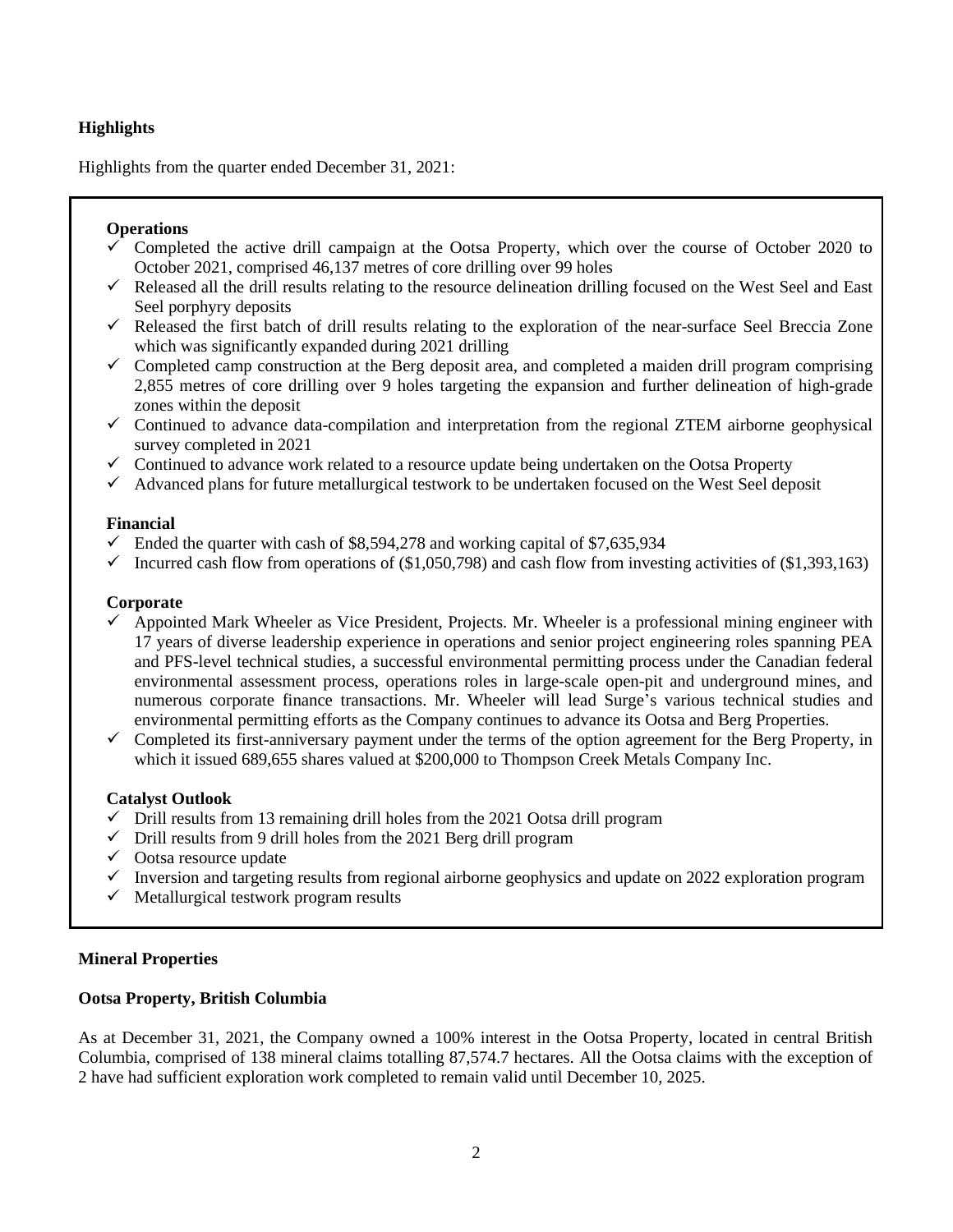## Highlights

Highlights from the quarter ended December 31, 2021:

**Operations**

- ✓ Completed the active drill campaign at the Ootsa Property, which over the course of October 2020 to October 2021, comprised 46,137 metres of core drilling over 99 holes
- ✓ Released all the drill results relating to the resource delineation drilling focused on the West Seel and East Seel porphyry deposits
- ✓ Released the first batch of drill results relating to the exploration of the near-surface Seel Breccia Zone which was significantly expanded during 2021 drilling
- ✓ Completed camp construction at the Berg deposit area, and completed a maiden drill program comprising 2,855 metres of core drilling over 9 holes targeting the expansion and further delineation of high-grade zones within the deposit
- ✓ Continued to advance data-compilation and interpretation from the regional ZTEM airborne geophysical survey completed in 2021
- ✓ Continued to advance work related to a resource update being undertaken on the Ootsa Property
- ✓ Advanced plans for future metallurgical testwork to be undertaken focused on the West Seel deposit

**Financial**

- ✓ Ended the quarter with cash of $8,594,278 and working capital of $7,635,934
- ✓ Incurred cash flow from operations of ($1,050,798) and cash flow from investing activities of ($1,393,163)

**Corporate**

- ✓ Appointed Mark Wheeler as Vice President, Projects. Mr. Wheeler is a professional mining engineer with 17 years of diverse leadership experience in operations and senior project engineering roles spanning PEA and PFS-level technical studies, a successful environmental permitting process under the Canadian federal environmental assessment process, operations roles in large-scale open-pit and underground mines, and numerous corporate finance transactions. Mr. Wheeler will lead Surge's various technical studies and environmental permitting efforts as the Company continues to advance its Ootsa and Berg Properties.
- ✓ Completed its first-anniversary payment under the terms of the option agreement for the Berg Property, in which it issued 689,655 shares valued at $200,000 to Thompson Creek Metals Company Inc.

**Catalyst Outlook**

- ✓ Drill results from 13 remaining drill holes from the 2021 Ootsa drill program
- ✓ Drill results from 9 drill holes from the 2021 Berg drill program
- ✓ Ootsa resource update
- ✓ Inversion and targeting results from regional airborne geophysics and update on 2022 exploration program
- ✓ Metallurgical testwork program results

## Mineral Properties

### Ootsa Property, British Columbia

As at December 31, 2021, the Company owned a 100% interest in the Ootsa Property, located in central British Columbia, comprised of 138 mineral claims totalling 87,574.7 hectares. All the Ootsa claims with the exception of 2 have had sufficient exploration work completed to remain valid until December 10, 2025.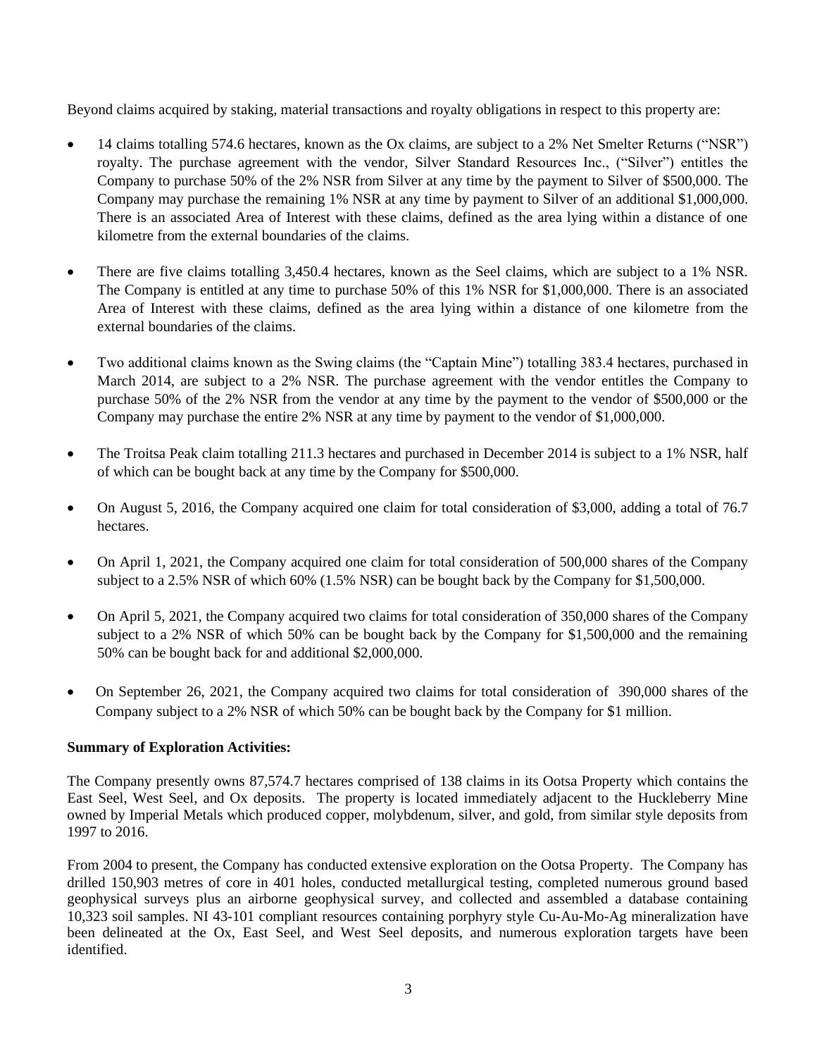Beyond claims acquired by staking, material transactions and royalty obligations in respect to this property are:

- 14 claims totalling 574.6 hectares, known as the Ox claims, are subject to a 2% Net Smelter Returns ("NSR") royalty. The purchase agreement with the vendor, Silver Standard Resources Inc., ("Silver") entitles the Company to purchase 50% of the 2% NSR from Silver at any time by the payment to Silver of $500,000. The Company may purchase the remaining 1% NSR at any time by payment to Silver of an additional $1,000,000. There is an associated Area of Interest with these claims, defined as the area lying within a distance of one kilometre from the external boundaries of the claims.

- There are five claims totalling 3,450.4 hectares, known as the Seel claims, which are subject to a 1% NSR. The Company is entitled at any time to purchase 50% of this 1% NSR for $1,000,000. There is an associated Area of Interest with these claims, defined as the area lying within a distance of one kilometre from the external boundaries of the claims.

- Two additional claims known as the Swing claims (the "Captain Mine") totalling 383.4 hectares, purchased in March 2014, are subject to a 2% NSR. The purchase agreement with the vendor entitles the Company to purchase 50% of the 2% NSR from the vendor at any time by the payment to the vendor of $500,000 or the Company may purchase the entire 2% NSR at any time by payment to the vendor of $1,000,000.

- The Troitsa Peak claim totalling 211.3 hectares and purchased in December 2014 is subject to a 1% NSR, half of which can be bought back at any time by the Company for $500,000.

- On August 5, 2016, the Company acquired one claim for total consideration of $3,000, adding a total of 76.7 hectares.

- On April 1, 2021, the Company acquired one claim for total consideration of 500,000 shares of the Company subject to a 2.5% NSR of which 60% (1.5% NSR) can be bought back by the Company for $1,500,000.

- On April 5, 2021, the Company acquired two claims for total consideration of 350,000 shares of the Company subject to a 2% NSR of which 50% can be bought back by the Company for $1,500,000 and the remaining 50% can be bought back for and additional $2,000,000.

- On September 26, 2021, the Company acquired two claims for total consideration of 390,000 shares of the Company subject to a 2% NSR of which 50% can be bought back by the Company for $1 million.

**Summary of Exploration Activities:**

The Company presently owns 87,574.7 hectares comprised of 138 claims in its Ootsa Property which contains the East Seel, West Seel, and Ox deposits. The property is located immediately adjacent to the Huckleberry Mine owned by Imperial Metals which produced copper, molybdenum, silver, and gold, from similar style deposits from 1997 to 2016.

From 2004 to present, the Company has conducted extensive exploration on the Ootsa Property. The Company has drilled 150,903 metres of core in 401 holes, conducted metallurgical testing, completed numerous ground based geophysical surveys plus an airborne geophysical survey, and collected and assembled a database containing 10,323 soil samples. NI 43-101 compliant resources containing porphyry style Cu-Au-Mo-Ag mineralization have been delineated at the Ox, East Seel, and West Seel deposits, and numerous exploration targets have been identified.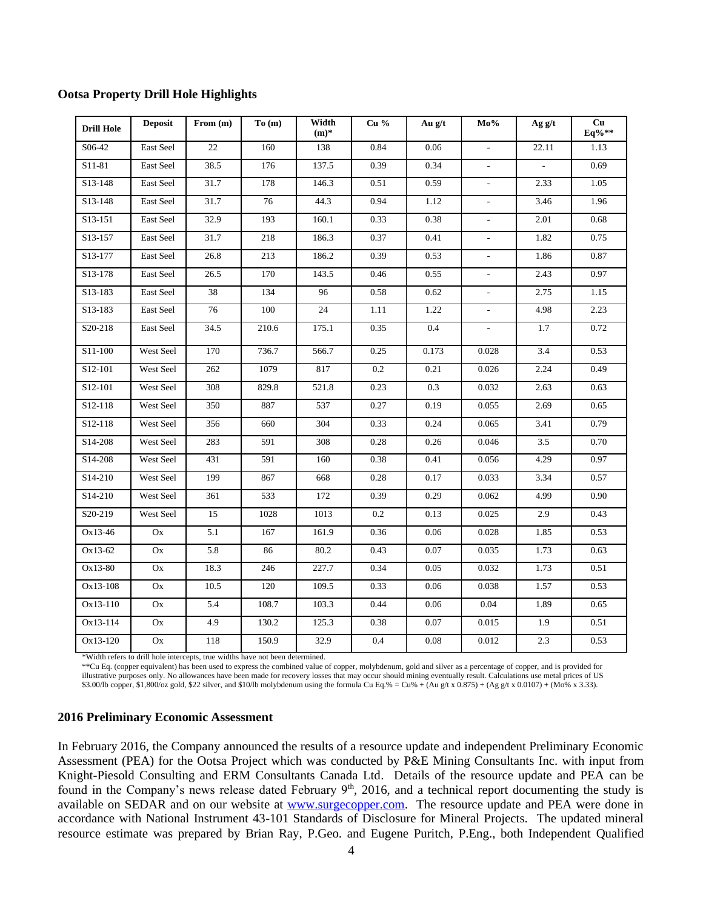## Ootsa Property Drill Hole Highlights

| Drill Hole | Deposit | From (m) | To (m) | Width (m)* | Cu % | Au g/t | Mo% | Ag g/t | Cu Eq%** |
|---|---|---|---|---|---|---|---|---|---|
| S06-42 | East Seel | 22 | 160 | 138 | 0.84 | 0.06 | - | 22.11 | 1.13 |
| S11-81 | East Seel | 38.5 | 176 | 137.5 | 0.39 | 0.34 | - | - | 0.69 |
| S13-148 | East Seel | 31.7 | 178 | 146.3 | 0.51 | 0.59 | - | 2.33 | 1.05 |
| S13-148 | East Seel | 31.7 | 76 | 44.3 | 0.94 | 1.12 | - | 3.46 | 1.96 |
| S13-151 | East Seel | 32.9 | 193 | 160.1 | 0.33 | 0.38 | - | 2.01 | 0.68 |
| S13-157 | East Seel | 31.7 | 218 | 186.3 | 0.37 | 0.41 | - | 1.82 | 0.75 |
| S13-177 | East Seel | 26.8 | 213 | 186.2 | 0.39 | 0.53 | - | 1.86 | 0.87 |
| S13-178 | East Seel | 26.5 | 170 | 143.5 | 0.46 | 0.55 | - | 2.43 | 0.97 |
| S13-183 | East Seel | 38 | 134 | 96 | 0.58 | 0.62 | - | 2.75 | 1.15 |
| S13-183 | East Seel | 76 | 100 | 24 | 1.11 | 1.22 | - | 4.98 | 2.23 |
| S20-218 | East Seel | 34.5 | 210.6 | 175.1 | 0.35 | 0.4 | - | 1.7 | 0.72 |
| S11-100 | West Seel | 170 | 736.7 | 566.7 | 0.25 | 0.173 | 0.028 | 3.4 | 0.53 |
| S12-101 | West Seel | 262 | 1079 | 817 | 0.2 | 0.21 | 0.026 | 2.24 | 0.49 |
| S12-101 | West Seel | 308 | 829.8 | 521.8 | 0.23 | 0.3 | 0.032 | 2.63 | 0.63 |
| S12-118 | West Seel | 350 | 887 | 537 | 0.27 | 0.19 | 0.055 | 2.69 | 0.65 |
| S12-118 | West Seel | 356 | 660 | 304 | 0.33 | 0.24 | 0.065 | 3.41 | 0.79 |
| S14-208 | West Seel | 283 | 591 | 308 | 0.28 | 0.26 | 0.046 | 3.5 | 0.70 |
| S14-208 | West Seel | 431 | 591 | 160 | 0.38 | 0.41 | 0.056 | 4.29 | 0.97 |
| S14-210 | West Seel | 199 | 867 | 668 | 0.28 | 0.17 | 0.033 | 3.34 | 0.57 |
| S14-210 | West Seel | 361 | 533 | 172 | 0.39 | 0.29 | 0.062 | 4.99 | 0.90 |
| S20-219 | West Seel | 15 | 1028 | 1013 | 0.2 | 0.13 | 0.025 | 2.9 | 0.43 |
| Ox13-46 | Ox | 5.1 | 167 | 161.9 | 0.36 | 0.06 | 0.028 | 1.85 | 0.53 |
| Ox13-62 | Ox | 5.8 | 86 | 80.2 | 0.43 | 0.07 | 0.035 | 1.73 | 0.63 |
| Ox13-80 | Ox | 18.3 | 246 | 227.7 | 0.34 | 0.05 | 0.032 | 1.73 | 0.51 |
| Ox13-108 | Ox | 10.5 | 120 | 109.5 | 0.33 | 0.06 | 0.038 | 1.57 | 0.53 |
| Ox13-110 | Ox | 5.4 | 108.7 | 103.3 | 0.44 | 0.06 | 0.04 | 1.89 | 0.65 |
| Ox13-114 | Ox | 4.9 | 130.2 | 125.3 | 0.38 | 0.07 | 0.015 | 1.9 | 0.51 |
| Ox13-120 | Ox | 118 | 150.9 | 32.9 | 0.4 | 0.08 | 0.012 | 2.3 | 0.53 |

*Width refers to drill hole intercepts, true widths have not been determined.

**Cu Eq. (copper equivalent) has been used to express the combined value of copper, molybdenum, gold and silver as a percentage of copper, and is provided for illustrative purposes only. No allowances have been made for recovery losses that may occur should mining eventually result. Calculations use metal prices of US $3.00/lb copper, $1,800/oz gold, $22 silver, and $10/lb molybdenum using the formula Cu Eq.% = Cu% + (Au g/t x 0.875) + (Ag g/t x 0.0107) + (Mo% x 3.33).

## 2016 Preliminary Economic Assessment

In February 2016, the Company announced the results of a resource update and independent Preliminary Economic Assessment (PEA) for the Ootsa Project which was conducted by P&E Mining Consultants Inc. with input from Knight-Piesold Consulting and ERM Consultants Canada Ltd. Details of the resource update and PEA can be found in the Company's news release dated February 9th, 2016, and a technical report documenting the study is available on SEDAR and on our website at [www.surgecopper.com](www.surgecopper.com). The resource update and PEA were done in accordance with National Instrument 43-101 Standards of Disclosure for Mineral Projects. The updated mineral resource estimate was prepared by Brian Ray, P.Geo. and Eugene Puritch, P.Eng., both Independent Qualified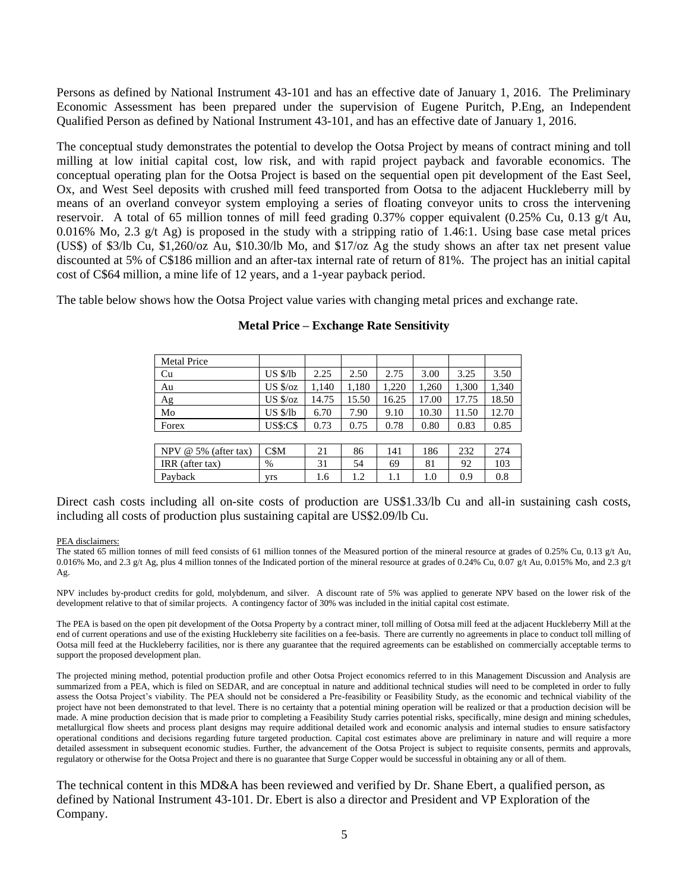Persons as defined by National Instrument 43-101 and has an effective date of January 1, 2016. The Preliminary Economic Assessment has been prepared under the supervision of Eugene Puritch, P.Eng, an Independent Qualified Person as defined by National Instrument 43-101, and has an effective date of January 1, 2016.

The conceptual study demonstrates the potential to develop the Ootsa Project by means of contract mining and toll milling at low initial capital cost, low risk, and with rapid project payback and favorable economics. The conceptual operating plan for the Ootsa Project is based on the sequential open pit development of the East Seel, Ox, and West Seel deposits with crushed mill feed transported from Ootsa to the adjacent Huckleberry mill by means of an overland conveyor system employing a series of floating conveyor units to cross the intervening reservoir. A total of 65 million tonnes of mill feed grading 0.37% copper equivalent (0.25% Cu, 0.13 g/t Au, 0.016% Mo, 2.3 g/t Ag) is proposed in the study with a stripping ratio of 1.46:1. Using base case metal prices (US$) of $3/lb Cu, $1,260/oz Au, $10.30/lb Mo, and $17/oz Ag the study shows an after tax net present value discounted at 5% of C$186 million and an after-tax internal rate of return of 81%. The project has an initial capital cost of C$64 million, a mine life of 12 years, and a 1-year payback period.

The table below shows how the Ootsa Project value varies with changing metal prices and exchange rate.

**Metal Price – Exchange Rate Sensitivity**

| Metal Price | | | | | | | |
|---|---|---|---|---|---|---|---|
| Cu | US $/lb | 2.25 | 2.50 | 2.75 | 3.00 | 3.25 | 3.50 |
| Au | US $/oz | 1,140 | 1,180 | 1,220 | 1,260 | 1,300 | 1,340 |
| Ag | US $/oz | 14.75 | 15.50 | 16.25 | 17.00 | 17.75 | 18.50 |
| Mo | US $/lb | 6.70 | 7.90 | 9.10 | 10.30 | 11.50 | 12.70 |
| Forex | US$:C$ | 0.73 | 0.75 | 0.78 | 0.80 | 0.83 | 0.85 |
| | | | | | | | |
| NPV @ 5% (after tax) | C$M | 21 | 86 | 141 | 186 | 232 | 274 |
| IRR (after tax) | % | 31 | 54 | 69 | 81 | 92 | 103 |
| Payback | yrs | 1.6 | 1.2 | 1.1 | 1.0 | 0.9 | 0.8 |

Direct cash costs including all on-site costs of production are US$1.33/lb Cu and all-in sustaining cash costs, including all costs of production plus sustaining capital are US$2.09/lb Cu.

PEA disclaimers:

The stated 65 million tonnes of mill feed consists of 61 million tonnes of the Measured portion of the mineral resource at grades of 0.25% Cu, 0.13 g/t Au, 0.016% Mo, and 2.3 g/t Ag, plus 4 million tonnes of the Indicated portion of the mineral resource at grades of 0.24% Cu, 0.07 g/t Au, 0.015% Mo, and 2.3 g/t Ag.

NPV includes by-product credits for gold, molybdenum, and silver. A discount rate of 5% was applied to generate NPV based on the lower risk of the development relative to that of similar projects. A contingency factor of 30% was included in the initial capital cost estimate.

The PEA is based on the open pit development of the Ootsa Property by a contract miner, toll milling of Ootsa mill feed at the adjacent Huckleberry Mill at the end of current operations and use of the existing Huckleberry site facilities on a fee-basis. There are currently no agreements in place to conduct toll milling of Ootsa mill feed at the Huckleberry facilities, nor is there any guarantee that the required agreements can be established on commercially acceptable terms to support the proposed development plan.

The projected mining method, potential production profile and other Ootsa Project economics referred to in this Management Discussion and Analysis are summarized from a PEA, which is filed on SEDAR, and are conceptual in nature and additional technical studies will need to be completed in order to fully assess the Ootsa Project's viability. The PEA should not be considered a Pre-feasibility or Feasibility Study, as the economic and technical viability of the project have not been demonstrated to that level. There is no certainty that a potential mining operation will be realized or that a production decision will be made. A mine production decision that is made prior to completing a Feasibility Study carries potential risks, specifically, mine design and mining schedules, metallurgical flow sheets and process plant designs may require additional detailed work and economic analysis and internal studies to ensure satisfactory operational conditions and decisions regarding future targeted production. Capital cost estimates above are preliminary in nature and will require a more detailed assessment in subsequent economic studies. Further, the advancement of the Ootsa Project is subject to requisite consents, permits and approvals, regulatory or otherwise for the Ootsa Project and there is no guarantee that Surge Copper would be successful in obtaining any or all of them.

The technical content in this MD&A has been reviewed and verified by Dr. Shane Ebert, a qualified person, as defined by National Instrument 43-101. Dr. Ebert is also a director and President and VP Exploration of the Company.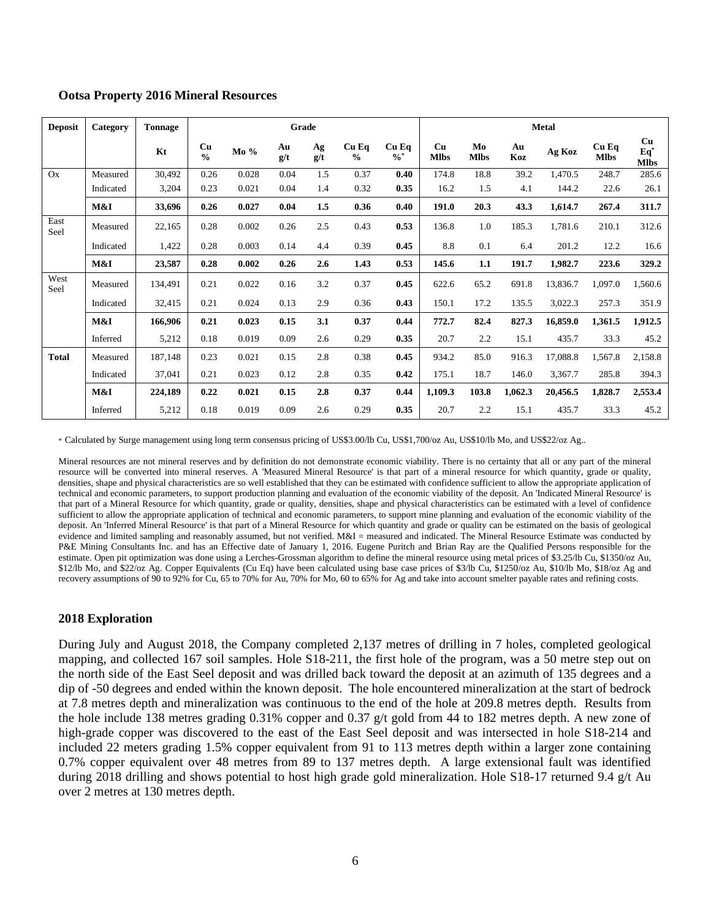**Ootsa Property 2016 Mineral Resources**

| Deposit | Category | Tonnage | Grade | | | | | | Metal | | | | | |
|---|---|---|---|---|---|---|---|---|---|---|---|---|---|---|
| | | Kt | Cu % | Mo % | Au g/t | Ag g/t | Cu Eq % | Cu Eq %* | Cu Mlbs | Mo Mlbs | Au Koz | Ag Koz | Cu Eq Mlbs | Cu Eq* Mlbs |
| Ox | Measured | 30,492 | 0.26 | 0.028 | 0.04 | 1.5 | 0.37 | **0.40** | 174.8 | 18.8 | 39.2 | 1,470.5 | 248.7 | 285.6 |
| | Indicated | 3,204 | 0.23 | 0.021 | 0.04 | 1.4 | 0.32 | **0.35** | 16.2 | 1.5 | 4.1 | 144.2 | 22.6 | 26.1 |
| | **M&I** | **33,696** | **0.26** | **0.027** | **0.04** | **1.5** | **0.36** | **0.40** | **191.0** | **20.3** | **43.3** | **1,614.7** | **267.4** | **311.7** |
| East Seel | Measured | 22,165 | 0.28 | 0.002 | 0.26 | 2.5 | 0.43 | **0.53** | 136.8 | 1.0 | 185.3 | 1,781.6 | 210.1 | 312.6 |
| | Indicated | 1,422 | 0.28 | 0.003 | 0.14 | 4.4 | 0.39 | **0.45** | 8.8 | 0.1 | 6.4 | 201.2 | 12.2 | 16.6 |
| | **M&I** | **23,587** | **0.28** | **0.002** | **0.26** | **2.6** | **1.43** | **0.53** | **145.6** | **1.1** | **191.7** | **1,982.7** | **223.6** | **329.2** |
| West Seel | Measured | 134,491 | 0.21 | 0.022 | 0.16 | 3.2 | 0.37 | **0.45** | 622.6 | 65.2 | 691.8 | 13,836.7 | 1,097.0 | 1,560.6 |
| | Indicated | 32,415 | 0.21 | 0.024 | 0.13 | 2.9 | 0.36 | **0.43** | 150.1 | 17.2 | 135.5 | 3,022.3 | 257.3 | 351.9 |
| | **M&I** | **166,906** | **0.21** | **0.023** | **0.15** | **3.1** | **0.37** | **0.44** | **772.7** | **82.4** | **827.3** | **16,859.0** | **1,361.5** | **1,912.5** |
| | Inferred | 5,212 | 0.18 | 0.019 | 0.09 | 2.6 | 0.29 | **0.35** | 20.7 | 2.2 | 15.1 | 435.7 | 33.3 | 45.2 |
| **Total** | Measured | 187,148 | 0.23 | 0.021 | 0.15 | 2.8 | 0.38 | **0.45** | 934.2 | 85.0 | 916.3 | 17,088.8 | 1,567.8 | 2,158.8 |
| | Indicated | 37,041 | 0.21 | 0.023 | 0.12 | 2.8 | 0.35 | **0.42** | 175.1 | 18.7 | 146.0 | 3,367.7 | 285.8 | 394.3 |
| | **M&I** | **224,189** | **0.22** | **0.021** | **0.15** | **2.8** | **0.37** | **0.44** | **1,109.3** | **103.8** | **1,062.3** | **20,456.5** | **1,828.7** | **2,553.4** |
| | Inferred | 5,212 | 0.18 | 0.019 | 0.09 | 2.6 | 0.29 | **0.35** | 20.7 | 2.2 | 15.1 | 435.7 | 33.3 | 45.2 |

\* Calculated by Surge management using long term consensus pricing of US$3.00/lb Cu, US$1,700/oz Au, US$10/lb Mo, and US$22/oz Ag..

Mineral resources are not mineral reserves and by definition do not demonstrate economic viability. There is no certainty that all or any part of the mineral resource will be converted into mineral reserves. A 'Measured Mineral Resource' is that part of a mineral resource for which quantity, grade or quality, densities, shape and physical characteristics are so well established that they can be estimated with confidence sufficient to allow the appropriate application of technical and economic parameters, to support production planning and evaluation of the economic viability of the deposit. An 'Indicated Mineral Resource' is that part of a Mineral Resource for which quantity, grade or quality, densities, shape and physical characteristics can be estimated with a level of confidence sufficient to allow the appropriate application of technical and economic parameters, to support mine planning and evaluation of the economic viability of the deposit. An 'Inferred Mineral Resource' is that part of a Mineral Resource for which quantity and grade or quality can be estimated on the basis of geological evidence and limited sampling and reasonably assumed, but not verified. M&I = measured and indicated. The Mineral Resource Estimate was conducted by P&E Mining Consultants Inc. and has an Effective date of January 1, 2016. Eugene Puritch and Brian Ray are the Qualified Persons responsible for the estimate. Open pit optimization was done using a Lerches-Grossman algorithm to define the mineral resource using metal prices of $3.25/lb Cu, $1350/oz Au, $12/lb Mo, and $22/oz Ag. Copper Equivalents (Cu Eq) have been calculated using base case prices of $3/lb Cu, $1250/oz Au, $10/lb Mo, $18/oz Ag and recovery assumptions of 90 to 92% for Cu, 65 to 70% for Au, 70% for Mo, 60 to 65% for Ag and take into account smelter payable rates and refining costs.

## 2018 Exploration

During July and August 2018, the Company completed 2,137 metres of drilling in 7 holes, completed geological mapping, and collected 167 soil samples. Hole S18-211, the first hole of the program, was a 50 metre step out on the north side of the East Seel deposit and was drilled back toward the deposit at an azimuth of 135 degrees and a dip of -50 degrees and ended within the known deposit. The hole encountered mineralization at the start of bedrock at 7.8 metres depth and mineralization was continuous to the end of the hole at 209.8 metres depth. Results from the hole include 138 metres grading 0.31% copper and 0.37 g/t gold from 44 to 182 metres depth. A new zone of high-grade copper was discovered to the east of the East Seel deposit and was intersected in hole S18-214 and included 22 meters grading 1.5% copper equivalent from 91 to 113 metres depth within a larger zone containing 0.7% copper equivalent over 48 metres from 89 to 137 metres depth. A large extensional fault was identified during 2018 drilling and shows potential to host high grade gold mineralization. Hole S18-17 returned 9.4 g/t Au over 2 metres at 130 metres depth.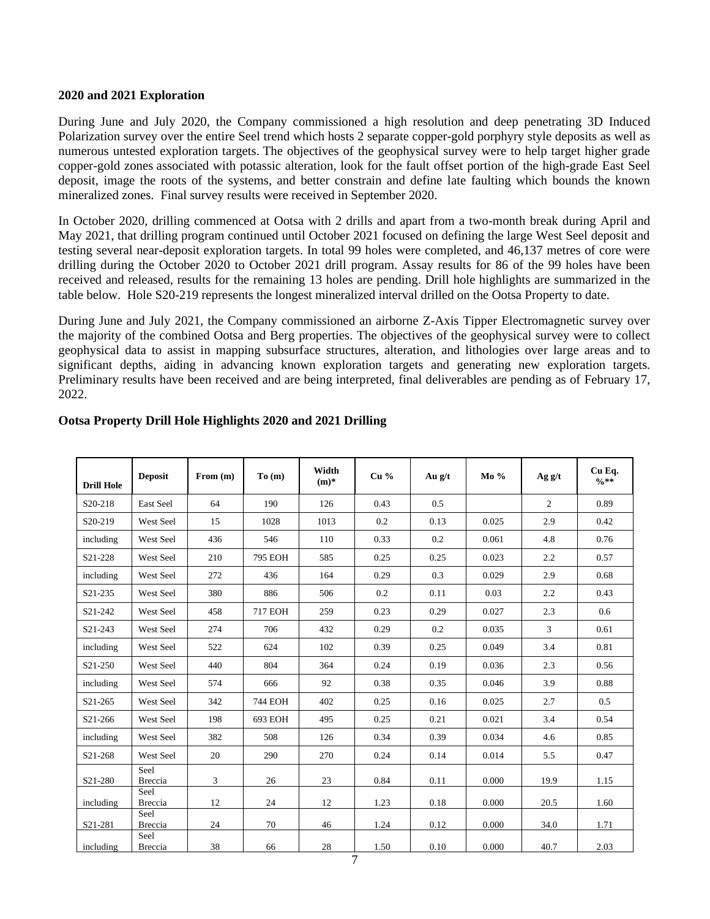**2020 and 2021 Exploration**

During June and July 2020, the Company commissioned a high resolution and deep penetrating 3D Induced Polarization survey over the entire Seel trend which hosts 2 separate copper-gold porphyry style deposits as well as numerous untested exploration targets. The objectives of the geophysical survey were to help target higher grade copper-gold zones associated with potassic alteration, look for the fault offset portion of the high-grade East Seel deposit, image the roots of the systems, and better constrain and define late faulting which bounds the known mineralized zones. Final survey results were received in September 2020.

In October 2020, drilling commenced at Ootsa with 2 drills and apart from a two-month break during April and May 2021, that drilling program continued until October 2021 focused on defining the large West Seel deposit and testing several near-deposit exploration targets. In total 99 holes were completed, and 46,137 metres of core were drilling during the October 2020 to October 2021 drill program. Assay results for 86 of the 99 holes have been received and released, results for the remaining 13 holes are pending. Drill hole highlights are summarized in the table below. Hole S20-219 represents the longest mineralized interval drilled on the Ootsa Property to date.

During June and July 2021, the Company commissioned an airborne Z-Axis Tipper Electromagnetic survey over the majority of the combined Ootsa and Berg properties. The objectives of the geophysical survey were to collect geophysical data to assist in mapping subsurface structures, alteration, and lithologies over large areas and to significant depths, aiding in advancing known exploration targets and generating new exploration targets. Preliminary results have been received and are being interpreted, final deliverables are pending as of February 17, 2022.

**Ootsa Property Drill Hole Highlights 2020 and 2021 Drilling**

| Drill Hole | Deposit | From (m) | To (m) | Width (m)* | Cu % | Au g/t | Mo % | Ag g/t | Cu Eq. %** |
|---|---|---|---|---|---|---|---|---|---|
| S20-218 | East Seel | 64 | 190 | 126 | 0.43 | 0.5 | | 2 | 0.89 |
| S20-219 | West Seel | 15 | 1028 | 1013 | 0.2 | 0.13 | 0.025 | 2.9 | 0.42 |
| including | West Seel | 436 | 546 | 110 | 0.33 | 0.2 | 0.061 | 4.8 | 0.76 |
| S21-228 | West Seel | 210 | 795 EOH | 585 | 0.25 | 0.25 | 0.023 | 2.2 | 0.57 |
| including | West Seel | 272 | 436 | 164 | 0.29 | 0.3 | 0.029 | 2.9 | 0.68 |
| S21-235 | West Seel | 380 | 886 | 506 | 0.2 | 0.11 | 0.03 | 2.2 | 0.43 |
| S21-242 | West Seel | 458 | 717 EOH | 259 | 0.23 | 0.29 | 0.027 | 2.3 | 0.6 |
| S21-243 | West Seel | 274 | 706 | 432 | 0.29 | 0.2 | 0.035 | 3 | 0.61 |
| including | West Seel | 522 | 624 | 102 | 0.39 | 0.25 | 0.049 | 3.4 | 0.81 |
| S21-250 | West Seel | 440 | 804 | 364 | 0.24 | 0.19 | 0.036 | 2.3 | 0.56 |
| including | West Seel | 574 | 666 | 92 | 0.38 | 0.35 | 0.046 | 3.9 | 0.88 |
| S21-265 | West Seel | 342 | 744 EOH | 402 | 0.25 | 0.16 | 0.025 | 2.7 | 0.5 |
| S21-266 | West Seel | 198 | 693 EOH | 495 | 0.25 | 0.21 | 0.021 | 3.4 | 0.54 |
| including | West Seel | 382 | 508 | 126 | 0.34 | 0.39 | 0.034 | 4.6 | 0.85 |
| S21-268 | West Seel | 20 | 290 | 270 | 0.24 | 0.14 | 0.014 | 5.5 | 0.47 |
| S21-280 | Seel Breccia | 3 | 26 | 23 | 0.84 | 0.11 | 0.000 | 19.9 | 1.15 |
| including | Seel Breccia | 12 | 24 | 12 | 1.23 | 0.18 | 0.000 | 20.5 | 1.60 |
| S21-281 | Seel Breccia | 24 | 70 | 46 | 1.24 | 0.12 | 0.000 | 34.0 | 1.71 |
| including | Seel Breccia | 38 | 66 | 28 | 1.50 | 0.10 | 0.000 | 40.7 | 2.03 |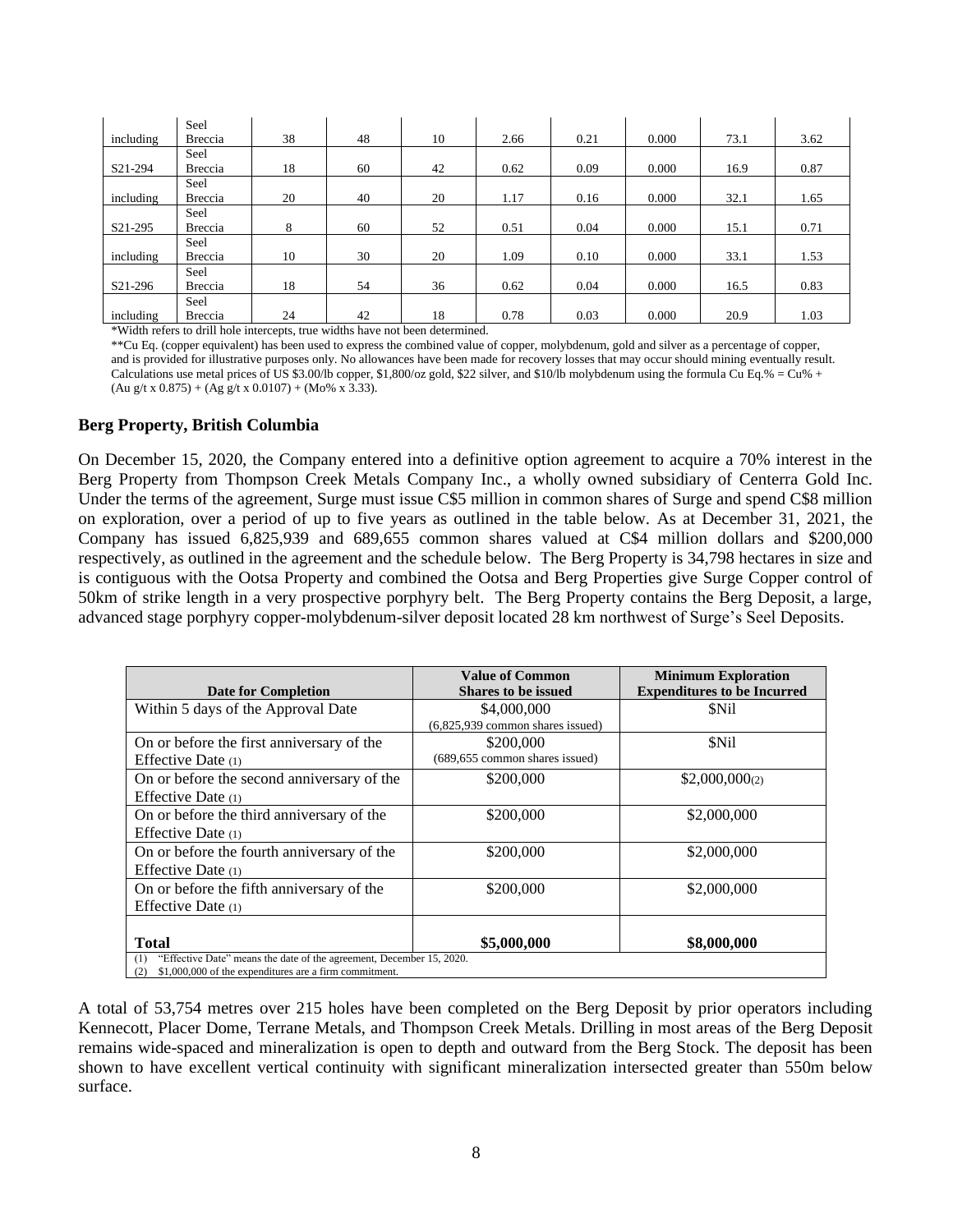| including | Seel Breccia | 38 | 48 | 10 | 2.66 | 0.21 | 0.000 | 73.1 | 3.62 |
|---|---|---|---|---|---|---|---|---|---|
| S21-294 | Seel Breccia | 18 | 60 | 42 | 0.62 | 0.09 | 0.000 | 16.9 | 0.87 |
| including | Seel Breccia | 20 | 40 | 20 | 1.17 | 0.16 | 0.000 | 32.1 | 1.65 |
| S21-295 | Seel Breccia | 8 | 60 | 52 | 0.51 | 0.04 | 0.000 | 15.1 | 0.71 |
| including | Seel Breccia | 10 | 30 | 20 | 1.09 | 0.10 | 0.000 | 33.1 | 1.53 |
| S21-296 | Seel Breccia | 18 | 54 | 36 | 0.62 | 0.04 | 0.000 | 16.5 | 0.83 |
| including | Seel Breccia | 24 | 42 | 18 | 0.78 | 0.03 | 0.000 | 20.9 | 1.03 |

*Width refers to drill hole intercepts, true widths have not been determined.

**Cu Eq. (copper equivalent) has been used to express the combined value of copper, molybdenum, gold and silver as a percentage of copper, and is provided for illustrative purposes only. No allowances have been made for recovery losses that may occur should mining eventually result. Calculations use metal prices of US $3.00/lb copper, $1,800/oz gold, $22 silver, and $10/lb molybdenum using the formula Cu Eq.% = Cu% + (Au g/t x 0.875) + (Ag g/t x 0.0107) + (Mo% x 3.33).

### Berg Property, British Columbia

On December 15, 2020, the Company entered into a definitive option agreement to acquire a 70% interest in the Berg Property from Thompson Creek Metals Company Inc., a wholly owned subsidiary of Centerra Gold Inc. Under the terms of the agreement, Surge must issue C$5 million in common shares of Surge and spend C$8 million on exploration, over a period of up to five years as outlined in the table below. As at December 31, 2021, the Company has issued 6,825,939 and 689,655 common shares valued at C$4 million dollars and $200,000 respectively, as outlined in the agreement and the schedule below. The Berg Property is 34,798 hectares in size and is contiguous with the Ootsa Property and combined the Ootsa and Berg Properties give Surge Copper control of 50km of strike length in a very prospective porphyry belt. The Berg Property contains the Berg Deposit, a large, advanced stage porphyry copper-molybdenum-silver deposit located 28 km northwest of Surge's Seel Deposits.

| Date for Completion | Value of Common Shares to be issued | Minimum Exploration Expenditures to be Incurred |
|---|---|---|
| Within 5 days of the Approval Date | $4,000,000 (6,825,939 common shares issued) | $Nil |
| On or before the first anniversary of the Effective Date (1) | $200,000 (689,655 common shares issued) | $Nil |
| On or before the second anniversary of the Effective Date (1) | $200,000 | $2,000,000(2) |
| On or before the third anniversary of the Effective Date (1) | $200,000 | $2,000,000 |
| On or before the fourth anniversary of the Effective Date (1) | $200,000 | $2,000,000 |
| On or before the fifth anniversary of the Effective Date (1) | $200,000 | $2,000,000 |
| **Total** | **$5,000,000** | **$8,000,000** |

(1) "Effective Date" means the date of the agreement, December 15, 2020.
(2) $1,000,000 of the expenditures are a firm commitment.

A total of 53,754 metres over 215 holes have been completed on the Berg Deposit by prior operators including Kennecott, Placer Dome, Terrane Metals, and Thompson Creek Metals. Drilling in most areas of the Berg Deposit remains wide-spaced and mineralization is open to depth and outward from the Berg Stock. The deposit has been shown to have excellent vertical continuity with significant mineralization intersected greater than 550m below surface.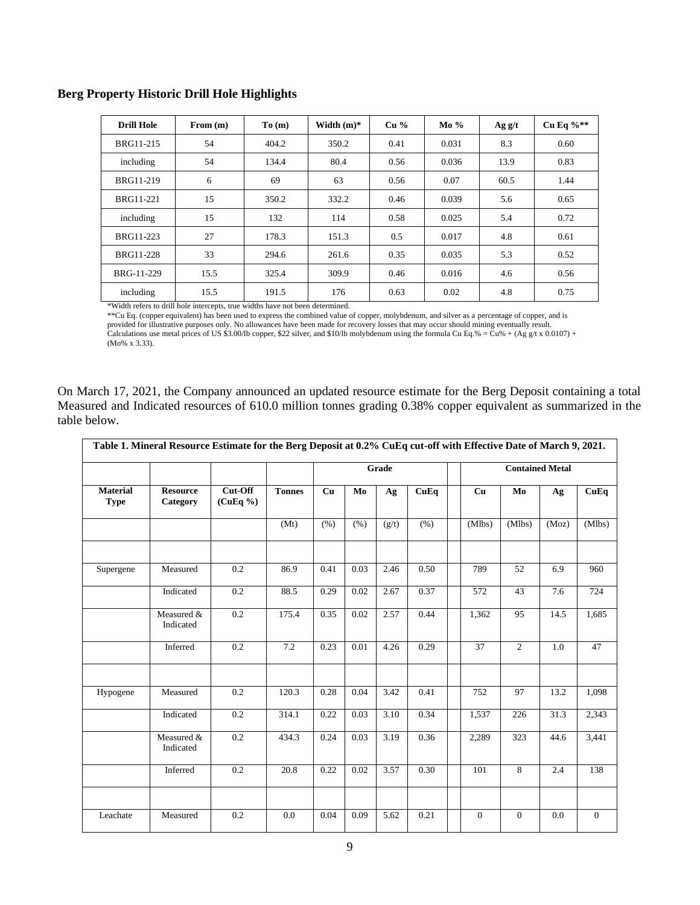**Berg Property Historic Drill Hole Highlights**

| Drill Hole | From (m) | To (m) | Width (m)* | Cu % | Mo % | Ag g/t | Cu Eq %** |
|---|---|---|---|---|---|---|---|
| BRG11-215 | 54 | 404.2 | 350.2 | 0.41 | 0.031 | 8.3 | 0.60 |
| including | 54 | 134.4 | 80.4 | 0.56 | 0.036 | 13.9 | 0.83 |
| BRG11-219 | 6 | 69 | 63 | 0.56 | 0.07 | 60.5 | 1.44 |
| BRG11-221 | 15 | 350.2 | 332.2 | 0.46 | 0.039 | 5.6 | 0.65 |
| including | 15 | 132 | 114 | 0.58 | 0.025 | 5.4 | 0.72 |
| BRG11-223 | 27 | 178.3 | 151.3 | 0.5 | 0.017 | 4.8 | 0.61 |
| BRG11-228 | 33 | 294.6 | 261.6 | 0.35 | 0.035 | 5.3 | 0.52 |
| BRG-11-229 | 15.5 | 325.4 | 309.9 | 0.46 | 0.016 | 4.6 | 0.56 |
| including | 15.5 | 191.5 | 176 | 0.63 | 0.02 | 4.8 | 0.75 |

*Width refers to drill hole intercepts, true widths have not been determined.

**Cu Eq. (copper equivalent) has been used to express the combined value of copper, molybdenum, and silver as a percentage of copper, and is provided for illustrative purposes only. No allowances have been made for recovery losses that may occur should mining eventually result. Calculations use metal prices of US $3.00/lb copper, $22 silver, and $10/lb molybdenum using the formula Cu Eq.% = Cu% + (Ag g/t x 0.0107) + (Mo% x 3.33).

On March 17, 2021, the Company announced an updated resource estimate for the Berg Deposit containing a total Measured and Indicated resources of 610.0 million tonnes grading 0.38% copper equivalent as summarized in the table below.

| Table 1. Mineral Resource Estimate for the Berg Deposit at 0.2% CuEq cut-off with Effective Date of March 9, 2021. | | | | | | | | | | | | |
|---|---|---|---|---|---|---|---|---|---|---|---|---|
| | | | | Grade | | | | | Contained Metal | | | |
| Material Type | Resource Category | Cut-Off (CuEq %) | Tonnes | Cu | Mo | Ag | CuEq | | Cu | Mo | Ag | CuEq |
| | | | (Mt) | (%) | (%) | (g/t) | (%) | | (Mlbs) | (Mlbs) | (Moz) | (Mlbs) |
| | | | | | | | | | | | | |
| Supergene | Measured | 0.2 | 86.9 | 0.41 | 0.03 | 2.46 | 0.50 | | 789 | 52 | 6.9 | 960 |
| | Indicated | 0.2 | 88.5 | 0.29 | 0.02 | 2.67 | 0.37 | | 572 | 43 | 7.6 | 724 |
| | Measured & Indicated | 0.2 | 175.4 | 0.35 | 0.02 | 2.57 | 0.44 | | 1,362 | 95 | 14.5 | 1,685 |
| | Inferred | 0.2 | 7.2 | 0.23 | 0.01 | 4.26 | 0.29 | | 37 | 2 | 1.0 | 47 |
| | | | | | | | | | | | | |
| Hypogene | Measured | 0.2 | 120.3 | 0.28 | 0.04 | 3.42 | 0.41 | | 752 | 97 | 13.2 | 1,098 |
| | Indicated | 0.2 | 314.1 | 0.22 | 0.03 | 3.10 | 0.34 | | 1,537 | 226 | 31.3 | 2,343 |
| | Measured & Indicated | 0.2 | 434.3 | 0.24 | 0.03 | 3.19 | 0.36 | | 2,289 | 323 | 44.6 | 3,441 |
| | Inferred | 0.2 | 20.8 | 0.22 | 0.02 | 3.57 | 0.30 | | 101 | 8 | 2.4 | 138 |
| | | | | | | | | | | | | |
| Leachate | Measured | 0.2 | 0.0 | 0.04 | 0.09 | 5.62 | 0.21 | | 0 | 0 | 0.0 | 0 |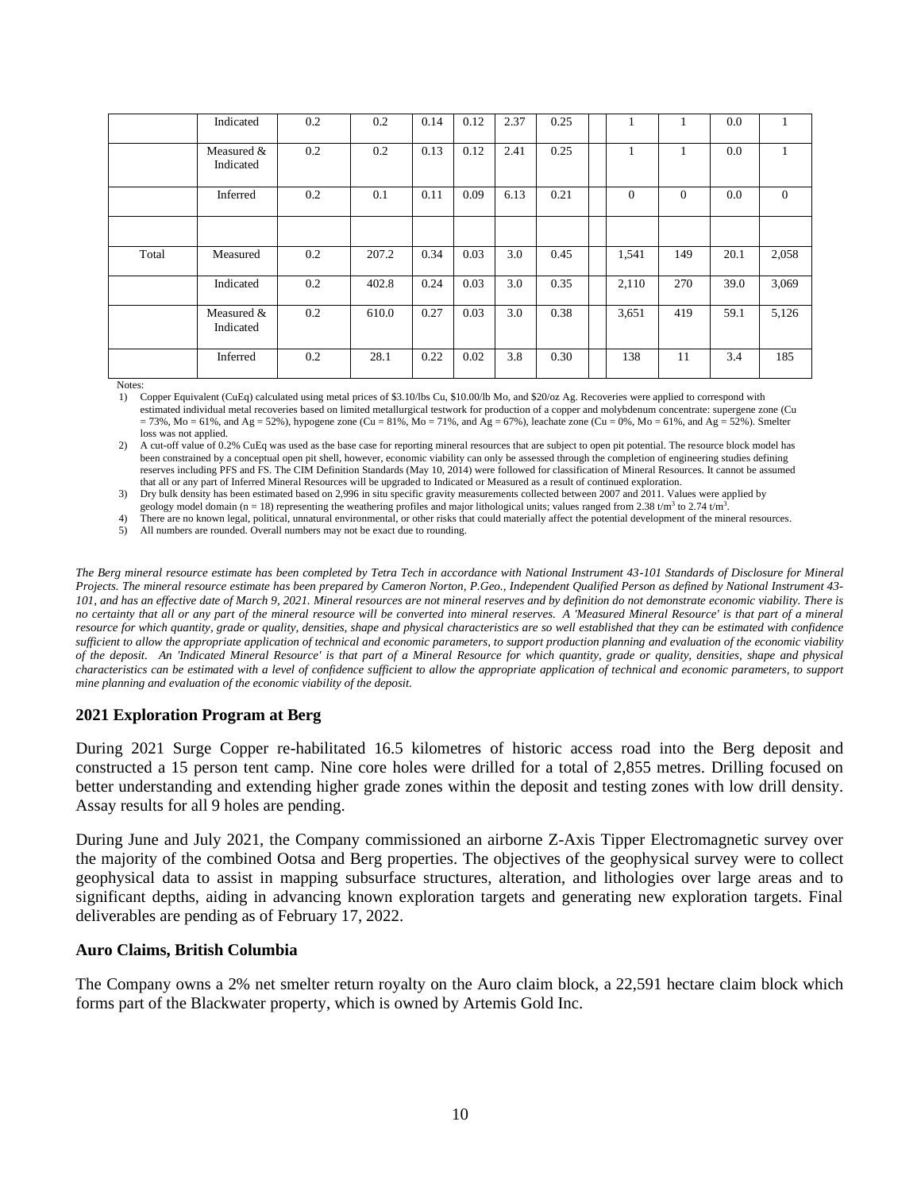| | Indicated | 0.2 | 0.2 | 0.14 | 0.12 | 2.37 | 0.25 | | 1 | 1 | 0.0 | 1 |
|---|---|---|---|---|---|---|---|---|---|---|---|---|
| | Measured & Indicated | 0.2 | 0.2 | 0.13 | 0.12 | 2.41 | 0.25 | | 1 | 1 | 0.0 | 1 |
| | Inferred | 0.2 | 0.1 | 0.11 | 0.09 | 6.13 | 0.21 | | 0 | 0 | 0.0 | 0 |
| | | | | | | | | | | | | |
| Total | Measured | 0.2 | 207.2 | 0.34 | 0.03 | 3.0 | 0.45 | | 1,541 | 149 | 20.1 | 2,058 |
| | Indicated | 0.2 | 402.8 | 0.24 | 0.03 | 3.0 | 0.35 | | 2,110 | 270 | 39.0 | 3,069 |
| | Measured & Indicated | 0.2 | 610.0 | 0.27 | 0.03 | 3.0 | 0.38 | | 3,651 | 419 | 59.1 | 5,126 |
| | Inferred | 0.2 | 28.1 | 0.22 | 0.02 | 3.8 | 0.30 | | 138 | 11 | 3.4 | 185 |

Notes:

1) Copper Equivalent (CuEq) calculated using metal prices of \$3.10/lbs Cu, \$10.00/lb Mo, and \$20/oz Ag. Recoveries were applied to correspond with estimated individual metal recoveries based on limited metallurgical testwork for production of a copper and molybdenum concentrate: supergene zone (Cu = 73%, Mo = 61%, and Ag = 52%), hypogene zone (Cu = 81%, Mo = 71%, and Ag = 67%), leachate zone (Cu = 0%, Mo = 61%, and Ag = 52%). Smelter loss was not applied.
2) A cut-off value of 0.2% CuEq was used as the base case for reporting mineral resources that are subject to open pit potential. The resource block model has been constrained by a conceptual open pit shell, however, economic viability can only be assessed through the completion of engineering studies defining reserves including PFS and FS. The CIM Definition Standards (May 10, 2014) were followed for classification of Mineral Resources. It cannot be assumed that all or any part of Inferred Mineral Resources will be upgraded to Indicated or Measured as a result of continued exploration.
3) Dry bulk density has been estimated based on 2,996 in situ specific gravity measurements collected between 2007 and 2011. Values were applied by geology model domain (n = 18) representing the weathering profiles and major lithological units; values ranged from 2.38 t/m$^3$ to 2.74 t/m$^3$.
4) There are no known legal, political, unnatural environmental, or other risks that could materially affect the potential development of the mineral resources.
5) All numbers are rounded. Overall numbers may not be exact due to rounding.

*The Berg mineral resource estimate has been completed by Tetra Tech in accordance with National Instrument 43-101 Standards of Disclosure for Mineral Projects. The mineral resource estimate has been prepared by Cameron Norton, P.Geo., Independent Qualified Person as defined by National Instrument 43-101, and has an effective date of March 9, 2021. Mineral resources are not mineral reserves and by definition do not demonstrate economic viability. There is no certainty that all or any part of the mineral resource will be converted into mineral reserves. A 'Measured Mineral Resource' is that part of a mineral resource for which quantity, grade or quality, densities, shape and physical characteristics are so well established that they can be estimated with confidence sufficient to allow the appropriate application of technical and economic parameters, to support production planning and evaluation of the economic viability of the deposit. An 'Indicated Mineral Resource' is that part of a Mineral Resource for which quantity, grade or quality, densities, shape and physical characteristics can be estimated with a level of confidence sufficient to allow the appropriate application of technical and economic parameters, to support mine planning and evaluation of the economic viability of the deposit.*

### 2021 Exploration Program at Berg

During 2021 Surge Copper re-habilitated 16.5 kilometres of historic access road into the Berg deposit and constructed a 15 person tent camp. Nine core holes were drilled for a total of 2,855 metres. Drilling focused on better understanding and extending higher grade zones within the deposit and testing zones with low drill density. Assay results for all 9 holes are pending.

During June and July 2021, the Company commissioned an airborne Z-Axis Tipper Electromagnetic survey over the majority of the combined Ootsa and Berg properties. The objectives of the geophysical survey were to collect geophysical data to assist in mapping subsurface structures, alteration, and lithologies over large areas and to significant depths, aiding in advancing known exploration targets and generating new exploration targets. Final deliverables are pending as of February 17, 2022.

### Auro Claims, British Columbia

The Company owns a 2% net smelter return royalty on the Auro claim block, a 22,591 hectare claim block which forms part of the Blackwater property, which is owned by Artemis Gold Inc.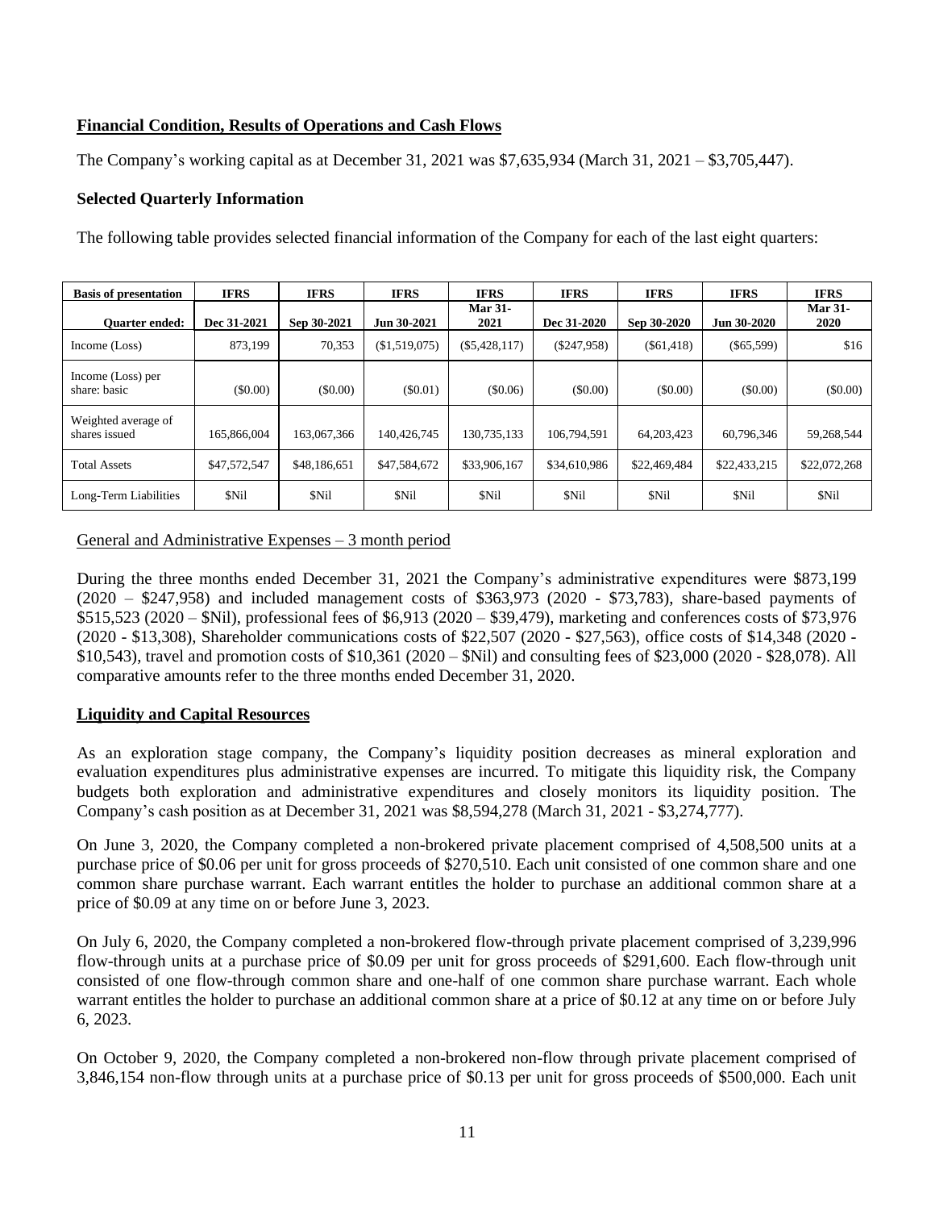## Financial Condition, Results of Operations and Cash Flows

The Company's working capital as at December 31, 2021 was $7,635,934 (March 31, 2021 – $3,705,447).

### Selected Quarterly Information

The following table provides selected financial information of the Company for each of the last eight quarters:

| Basis of presentation | IFRS | IFRS | IFRS | IFRS | IFRS | IFRS | IFRS | IFRS |
|---|---|---|---|---|---|---|---|---|
| **Quarter ended:** | **Dec 31-2021** | **Sep 30-2021** | **Jun 30-2021** | **Mar 31-2021** | **Dec 31-2020** | **Sep 30-2020** | **Jun 30-2020** | **Mar 31-2020** |
| Income (Loss) | 873,199 | 70,353 | ($1,519,075) | ($5,428,117) | ($247,958) | ($61,418) | ($65,599) | $16 |
| Income (Loss) per share: basic | ($0.00) | ($0.00) | ($0.01) | ($0.06) | ($0.00) | ($0.00) | ($0.00) | ($0.00) |
| Weighted average of shares issued | 165,866,004 | 163,067,366 | 140,426,745 | 130,735,133 | 106,794,591 | 64,203,423 | 60,796,346 | 59,268,544 |
| Total Assets | $47,572,547 | $48,186,651 | $47,584,672 | $33,906,167 | $34,610,986 | $22,469,484 | $22,433,215 | $22,072,268 |
| Long-Term Liabilities | $Nil | $Nil | $Nil | $Nil | $Nil | $Nil | $Nil | $Nil |

General and Administrative Expenses – 3 month period

During the three months ended December 31, 2021 the Company's administrative expenditures were $873,199 (2020 – $247,958) and included management costs of $363,973 (2020 - $73,783), share-based payments of $515,523 (2020 – $Nil), professional fees of $6,913 (2020 – $39,479), marketing and conferences costs of $73,976 (2020 - $13,308), Shareholder communications costs of $22,507 (2020 - $27,563), office costs of $14,348 (2020 - $10,543), travel and promotion costs of $10,361 (2020 – $Nil) and consulting fees of $23,000 (2020 - $28,078). All comparative amounts refer to the three months ended December 31, 2020.

## Liquidity and Capital Resources

As an exploration stage company, the Company's liquidity position decreases as mineral exploration and evaluation expenditures plus administrative expenses are incurred. To mitigate this liquidity risk, the Company budgets both exploration and administrative expenditures and closely monitors its liquidity position. The Company's cash position as at December 31, 2021 was $8,594,278 (March 31, 2021 - $3,274,777).

On June 3, 2020, the Company completed a non-brokered private placement comprised of 4,508,500 units at a purchase price of $0.06 per unit for gross proceeds of $270,510. Each unit consisted of one common share and one common share purchase warrant. Each warrant entitles the holder to purchase an additional common share at a price of $0.09 at any time on or before June 3, 2023.

On July 6, 2020, the Company completed a non-brokered flow-through private placement comprised of 3,239,996 flow-through units at a purchase price of $0.09 per unit for gross proceeds of $291,600. Each flow-through unit consisted of one flow-through common share and one-half of one common share purchase warrant. Each whole warrant entitles the holder to purchase an additional common share at a price of $0.12 at any time on or before July 6, 2023.

On October 9, 2020, the Company completed a non-brokered non-flow through private placement comprised of 3,846,154 non-flow through units at a purchase price of $0.13 per unit for gross proceeds of $500,000. Each unit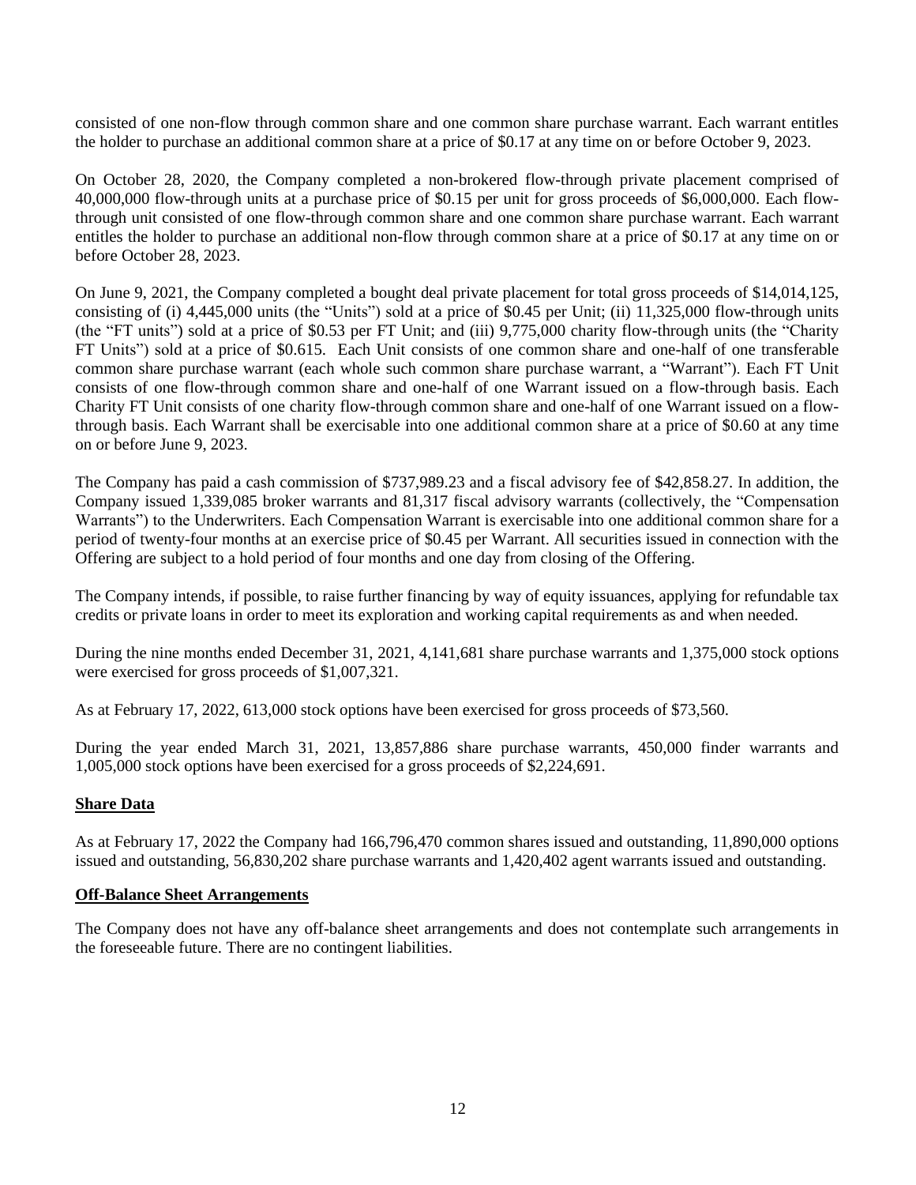consisted of one non-flow through common share and one common share purchase warrant. Each warrant entitles the holder to purchase an additional common share at a price of $0.17 at any time on or before October 9, 2023.

On October 28, 2020, the Company completed a non-brokered flow-through private placement comprised of 40,000,000 flow-through units at a purchase price of $0.15 per unit for gross proceeds of $6,000,000. Each flow-through unit consisted of one flow-through common share and one common share purchase warrant. Each warrant entitles the holder to purchase an additional non-flow through common share at a price of $0.17 at any time on or before October 28, 2023.

On June 9, 2021, the Company completed a bought deal private placement for total gross proceeds of $14,014,125, consisting of (i) 4,445,000 units (the "Units") sold at a price of $0.45 per Unit; (ii) 11,325,000 flow-through units (the "FT units") sold at a price of $0.53 per FT Unit; and (iii) 9,775,000 charity flow-through units (the "Charity FT Units") sold at a price of $0.615. Each Unit consists of one common share and one-half of one transferable common share purchase warrant (each whole such common share purchase warrant, a "Warrant"). Each FT Unit consists of one flow-through common share and one-half of one Warrant issued on a flow-through basis. Each Charity FT Unit consists of one charity flow-through common share and one-half of one Warrant issued on a flow-through basis. Each Warrant shall be exercisable into one additional common share at a price of $0.60 at any time on or before June 9, 2023.

The Company has paid a cash commission of $737,989.23 and a fiscal advisory fee of $42,858.27. In addition, the Company issued 1,339,085 broker warrants and 81,317 fiscal advisory warrants (collectively, the "Compensation Warrants") to the Underwriters. Each Compensation Warrant is exercisable into one additional common share for a period of twenty-four months at an exercise price of $0.45 per Warrant. All securities issued in connection with the Offering are subject to a hold period of four months and one day from closing of the Offering.

The Company intends, if possible, to raise further financing by way of equity issuances, applying for refundable tax credits or private loans in order to meet its exploration and working capital requirements as and when needed.

During the nine months ended December 31, 2021, 4,141,681 share purchase warrants and 1,375,000 stock options were exercised for gross proceeds of $1,007,321.

As at February 17, 2022, 613,000 stock options have been exercised for gross proceeds of $73,560.

During the year ended March 31, 2021, 13,857,886 share purchase warrants, 450,000 finder warrants and 1,005,000 stock options have been exercised for a gross proceeds of $2,224,691.

## Share Data

As at February 17, 2022 the Company had 166,796,470 common shares issued and outstanding, 11,890,000 options issued and outstanding, 56,830,202 share purchase warrants and 1,420,402 agent warrants issued and outstanding.

## Off-Balance Sheet Arrangements

The Company does not have any off-balance sheet arrangements and does not contemplate such arrangements in the foreseeable future. There are no contingent liabilities.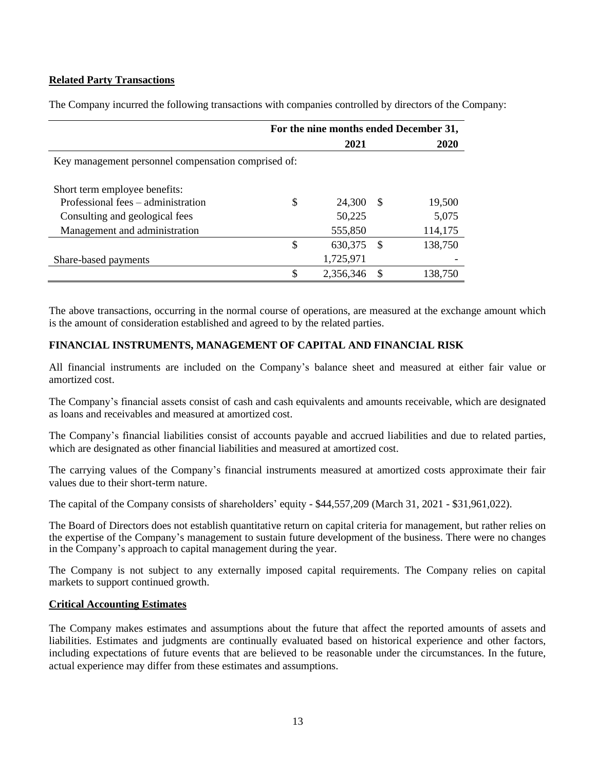**Related Party Transactions**

The Company incurred the following transactions with companies controlled by directors of the Company:

| | For the nine months ended December 31, | |
|---|---|---|
| | 2021 | 2020 |
| Key management personnel compensation comprised of: | | |
| Short term employee benefits: | | |
| Professional fees – administration | $ 24,300 | $ 19,500 |
| Consulting and geological fees | 50,225 | 5,075 |
| Management and administration | 555,850 | 114,175 |
| | $ 630,375 | $ 138,750 |
| Share-based payments | 1,725,971 | - |
| | $ 2,356,346 | $ 138,750 |

The above transactions, occurring in the normal course of operations, are measured at the exchange amount which is the amount of consideration established and agreed to by the related parties.

**FINANCIAL INSTRUMENTS, MANAGEMENT OF CAPITAL AND FINANCIAL RISK**

All financial instruments are included on the Company's balance sheet and measured at either fair value or amortized cost.

The Company's financial assets consist of cash and cash equivalents and amounts receivable, which are designated as loans and receivables and measured at amortized cost.

The Company's financial liabilities consist of accounts payable and accrued liabilities and due to related parties, which are designated as other financial liabilities and measured at amortized cost.

The carrying values of the Company's financial instruments measured at amortized costs approximate their fair values due to their short-term nature.

The capital of the Company consists of shareholders' equity - $44,557,209 (March 31, 2021 - $31,961,022).

The Board of Directors does not establish quantitative return on capital criteria for management, but rather relies on the expertise of the Company's management to sustain future development of the business. There were no changes in the Company's approach to capital management during the year.

The Company is not subject to any externally imposed capital requirements. The Company relies on capital markets to support continued growth.

**Critical Accounting Estimates**

The Company makes estimates and assumptions about the future that affect the reported amounts of assets and liabilities. Estimates and judgments are continually evaluated based on historical experience and other factors, including expectations of future events that are believed to be reasonable under the circumstances. In the future, actual experience may differ from these estimates and assumptions.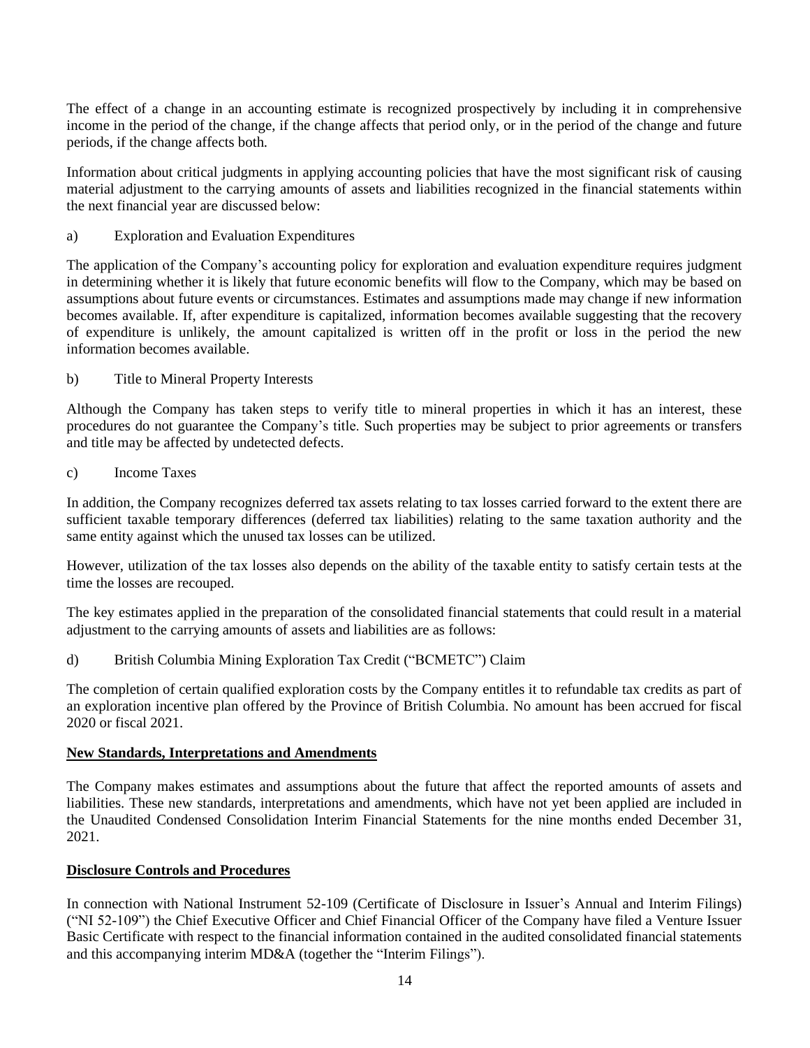The effect of a change in an accounting estimate is recognized prospectively by including it in comprehensive income in the period of the change, if the change affects that period only, or in the period of the change and future periods, if the change affects both.

Information about critical judgments in applying accounting policies that have the most significant risk of causing material adjustment to the carrying amounts of assets and liabilities recognized in the financial statements within the next financial year are discussed below:

a) Exploration and Evaluation Expenditures

The application of the Company's accounting policy for exploration and evaluation expenditure requires judgment in determining whether it is likely that future economic benefits will flow to the Company, which may be based on assumptions about future events or circumstances. Estimates and assumptions made may change if new information becomes available. If, after expenditure is capitalized, information becomes available suggesting that the recovery of expenditure is unlikely, the amount capitalized is written off in the profit or loss in the period the new information becomes available.

b) Title to Mineral Property Interests

Although the Company has taken steps to verify title to mineral properties in which it has an interest, these procedures do not guarantee the Company's title. Such properties may be subject to prior agreements or transfers and title may be affected by undetected defects.

c) Income Taxes

In addition, the Company recognizes deferred tax assets relating to tax losses carried forward to the extent there are sufficient taxable temporary differences (deferred tax liabilities) relating to the same taxation authority and the same entity against which the unused tax losses can be utilized.

However, utilization of the tax losses also depends on the ability of the taxable entity to satisfy certain tests at the time the losses are recouped.

The key estimates applied in the preparation of the consolidated financial statements that could result in a material adjustment to the carrying amounts of assets and liabilities are as follows:

d) British Columbia Mining Exploration Tax Credit ("BCMETC") Claim

The completion of certain qualified exploration costs by the Company entitles it to refundable tax credits as part of an exploration incentive plan offered by the Province of British Columbia. No amount has been accrued for fiscal 2020 or fiscal 2021.

**New Standards, Interpretations and Amendments**

The Company makes estimates and assumptions about the future that affect the reported amounts of assets and liabilities. These new standards, interpretations and amendments, which have not yet been applied are included in the Unaudited Condensed Consolidation Interim Financial Statements for the nine months ended December 31, 2021.

**Disclosure Controls and Procedures**

In connection with National Instrument 52-109 (Certificate of Disclosure in Issuer's Annual and Interim Filings) ("NI 52-109") the Chief Executive Officer and Chief Financial Officer of the Company have filed a Venture Issuer Basic Certificate with respect to the financial information contained in the audited consolidated financial statements and this accompanying interim MD&A (together the "Interim Filings").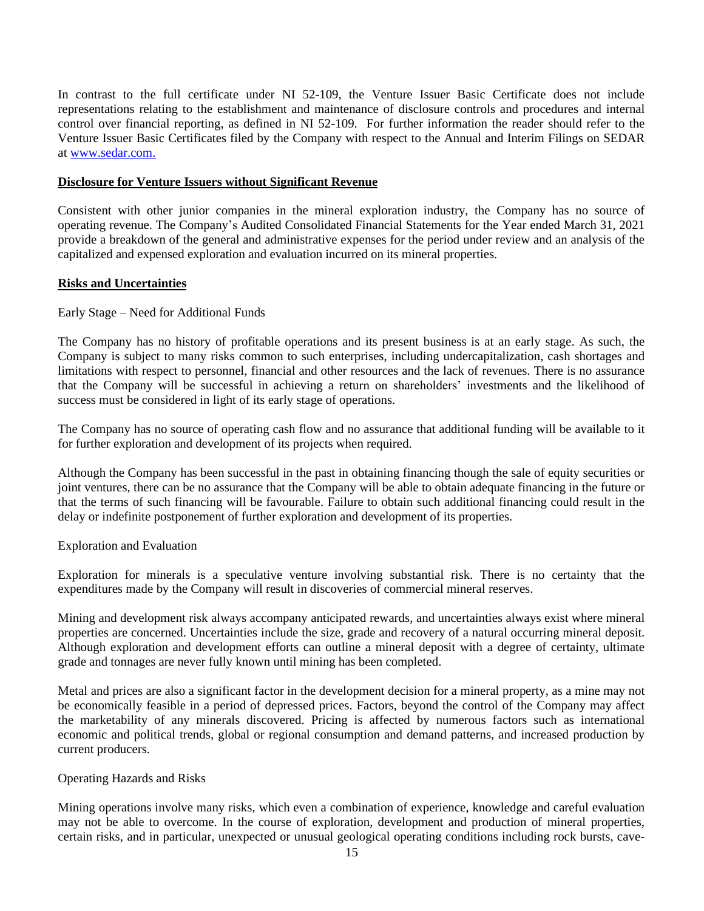In contrast to the full certificate under NI 52-109, the Venture Issuer Basic Certificate does not include representations relating to the establishment and maintenance of disclosure controls and procedures and internal control over financial reporting, as defined in NI 52-109. For further information the reader should refer to the Venture Issuer Basic Certificates filed by the Company with respect to the Annual and Interim Filings on SEDAR at [www.sedar.com.](http://www.sedar.com)

**Disclosure for Venture Issuers without Significant Revenue**

Consistent with other junior companies in the mineral exploration industry, the Company has no source of operating revenue. The Company's Audited Consolidated Financial Statements for the Year ended March 31, 2021 provide a breakdown of the general and administrative expenses for the period under review and an analysis of the capitalized and expensed exploration and evaluation incurred on its mineral properties.

**Risks and Uncertainties**

Early Stage – Need for Additional Funds

The Company has no history of profitable operations and its present business is at an early stage. As such, the Company is subject to many risks common to such enterprises, including undercapitalization, cash shortages and limitations with respect to personnel, financial and other resources and the lack of revenues. There is no assurance that the Company will be successful in achieving a return on shareholders' investments and the likelihood of success must be considered in light of its early stage of operations.

The Company has no source of operating cash flow and no assurance that additional funding will be available to it for further exploration and development of its projects when required.

Although the Company has been successful in the past in obtaining financing though the sale of equity securities or joint ventures, there can be no assurance that the Company will be able to obtain adequate financing in the future or that the terms of such financing will be favourable. Failure to obtain such additional financing could result in the delay or indefinite postponement of further exploration and development of its properties.

Exploration and Evaluation

Exploration for minerals is a speculative venture involving substantial risk. There is no certainty that the expenditures made by the Company will result in discoveries of commercial mineral reserves.

Mining and development risk always accompany anticipated rewards, and uncertainties always exist where mineral properties are concerned. Uncertainties include the size, grade and recovery of a natural occurring mineral deposit. Although exploration and development efforts can outline a mineral deposit with a degree of certainty, ultimate grade and tonnages are never fully known until mining has been completed.

Metal and prices are also a significant factor in the development decision for a mineral property, as a mine may not be economically feasible in a period of depressed prices. Factors, beyond the control of the Company may affect the marketability of any minerals discovered. Pricing is affected by numerous factors such as international economic and political trends, global or regional consumption and demand patterns, and increased production by current producers.

Operating Hazards and Risks

Mining operations involve many risks, which even a combination of experience, knowledge and careful evaluation may not be able to overcome. In the course of exploration, development and production of mineral properties, certain risks, and in particular, unexpected or unusual geological operating conditions including rock bursts, cave-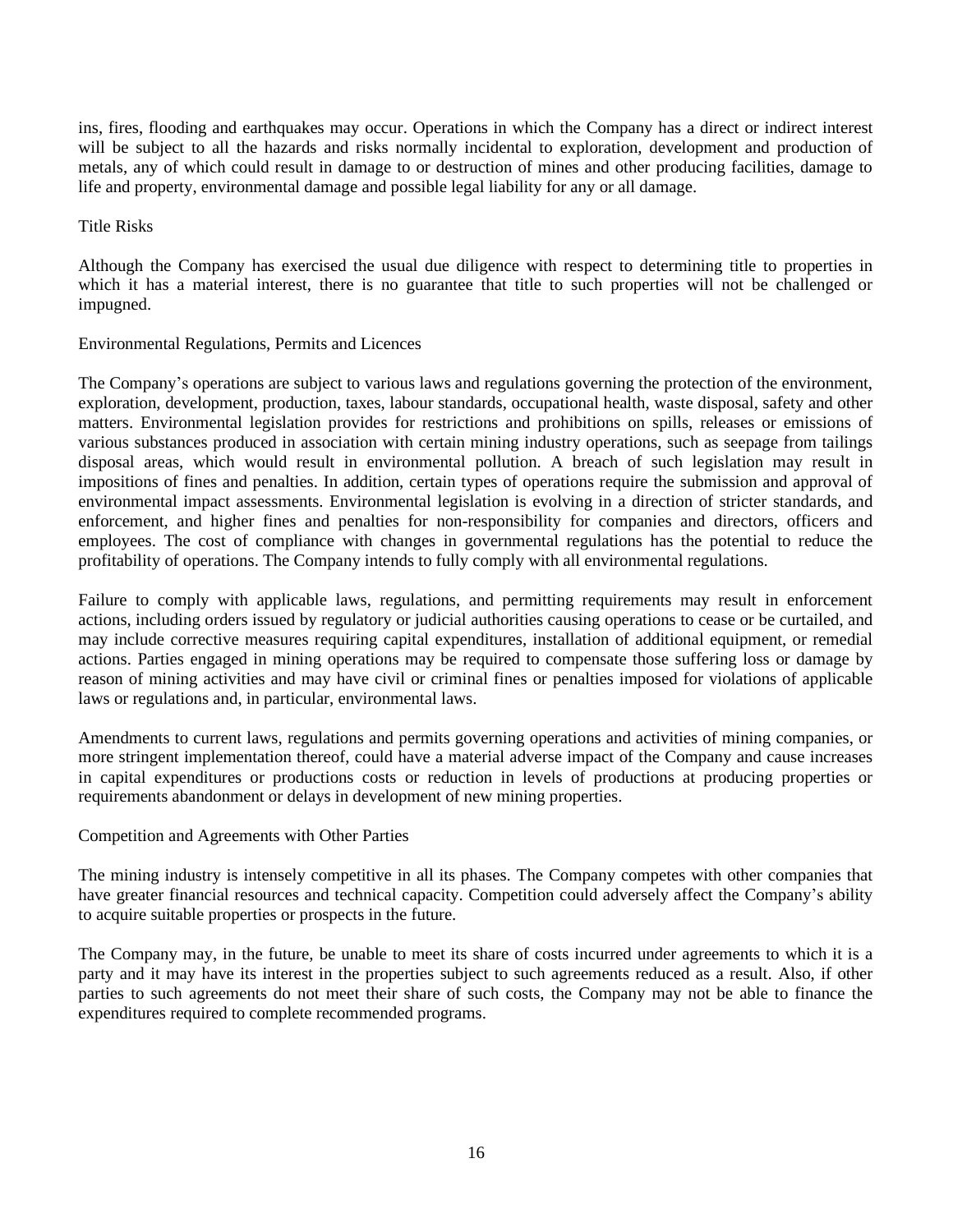ins, fires, flooding and earthquakes may occur. Operations in which the Company has a direct or indirect interest will be subject to all the hazards and risks normally incidental to exploration, development and production of metals, any of which could result in damage to or destruction of mines and other producing facilities, damage to life and property, environmental damage and possible legal liability for any or all damage.

Title Risks

Although the Company has exercised the usual due diligence with respect to determining title to properties in which it has a material interest, there is no guarantee that title to such properties will not be challenged or impugned.

Environmental Regulations, Permits and Licences

The Company's operations are subject to various laws and regulations governing the protection of the environment, exploration, development, production, taxes, labour standards, occupational health, waste disposal, safety and other matters. Environmental legislation provides for restrictions and prohibitions on spills, releases or emissions of various substances produced in association with certain mining industry operations, such as seepage from tailings disposal areas, which would result in environmental pollution. A breach of such legislation may result in impositions of fines and penalties. In addition, certain types of operations require the submission and approval of environmental impact assessments. Environmental legislation is evolving in a direction of stricter standards, and enforcement, and higher fines and penalties for non-responsibility for companies and directors, officers and employees. The cost of compliance with changes in governmental regulations has the potential to reduce the profitability of operations. The Company intends to fully comply with all environmental regulations.

Failure to comply with applicable laws, regulations, and permitting requirements may result in enforcement actions, including orders issued by regulatory or judicial authorities causing operations to cease or be curtailed, and may include corrective measures requiring capital expenditures, installation of additional equipment, or remedial actions. Parties engaged in mining operations may be required to compensate those suffering loss or damage by reason of mining activities and may have civil or criminal fines or penalties imposed for violations of applicable laws or regulations and, in particular, environmental laws.

Amendments to current laws, regulations and permits governing operations and activities of mining companies, or more stringent implementation thereof, could have a material adverse impact of the Company and cause increases in capital expenditures or productions costs or reduction in levels of productions at producing properties or requirements abandonment or delays in development of new mining properties.

Competition and Agreements with Other Parties

The mining industry is intensely competitive in all its phases. The Company competes with other companies that have greater financial resources and technical capacity. Competition could adversely affect the Company's ability to acquire suitable properties or prospects in the future.

The Company may, in the future, be unable to meet its share of costs incurred under agreements to which it is a party and it may have its interest in the properties subject to such agreements reduced as a result. Also, if other parties to such agreements do not meet their share of such costs, the Company may not be able to finance the expenditures required to complete recommended programs.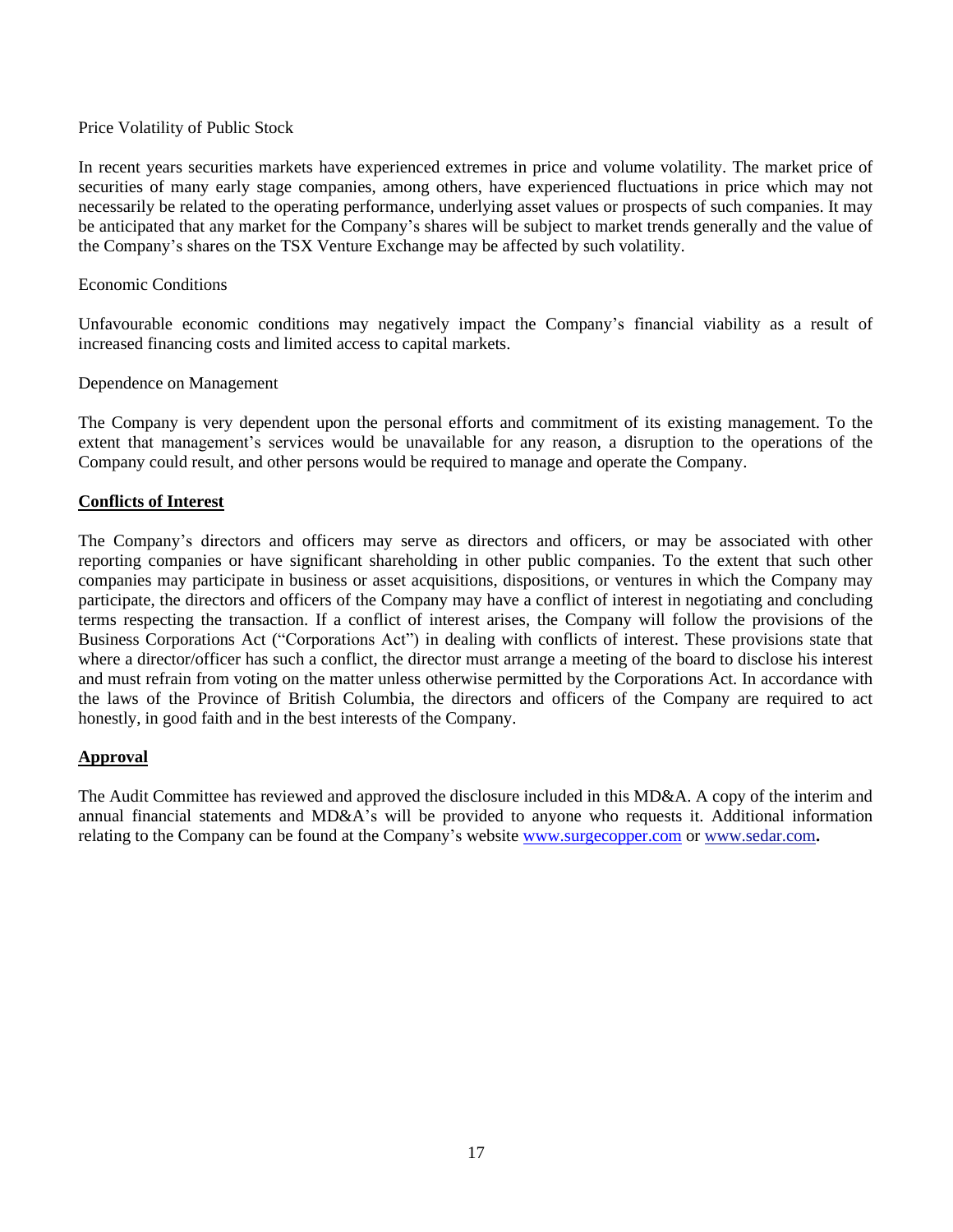Price Volatility of Public Stock

In recent years securities markets have experienced extremes in price and volume volatility. The market price of securities of many early stage companies, among others, have experienced fluctuations in price which may not necessarily be related to the operating performance, underlying asset values or prospects of such companies. It may be anticipated that any market for the Company's shares will be subject to market trends generally and the value of the Company's shares on the TSX Venture Exchange may be affected by such volatility.

Economic Conditions

Unfavourable economic conditions may negatively impact the Company's financial viability as a result of increased financing costs and limited access to capital markets.

Dependence on Management

The Company is very dependent upon the personal efforts and commitment of its existing management. To the extent that management's services would be unavailable for any reason, a disruption to the operations of the Company could result, and other persons would be required to manage and operate the Company.

**Conflicts of Interest**

The Company's directors and officers may serve as directors and officers, or may be associated with other reporting companies or have significant shareholding in other public companies. To the extent that such other companies may participate in business or asset acquisitions, dispositions, or ventures in which the Company may participate, the directors and officers of the Company may have a conflict of interest in negotiating and concluding terms respecting the transaction. If a conflict of interest arises, the Company will follow the provisions of the Business Corporations Act ("Corporations Act") in dealing with conflicts of interest. These provisions state that where a director/officer has such a conflict, the director must arrange a meeting of the board to disclose his interest and must refrain from voting on the matter unless otherwise permitted by the Corporations Act. In accordance with the laws of the Province of British Columbia, the directors and officers of the Company are required to act honestly, in good faith and in the best interests of the Company.

**Approval**

The Audit Committee has reviewed and approved the disclosure included in this MD&A. A copy of the interim and annual financial statements and MD&A's will be provided to anyone who requests it. Additional information relating to the Company can be found at the Company's website www.surgecopper.com or www.sedar.com**.**